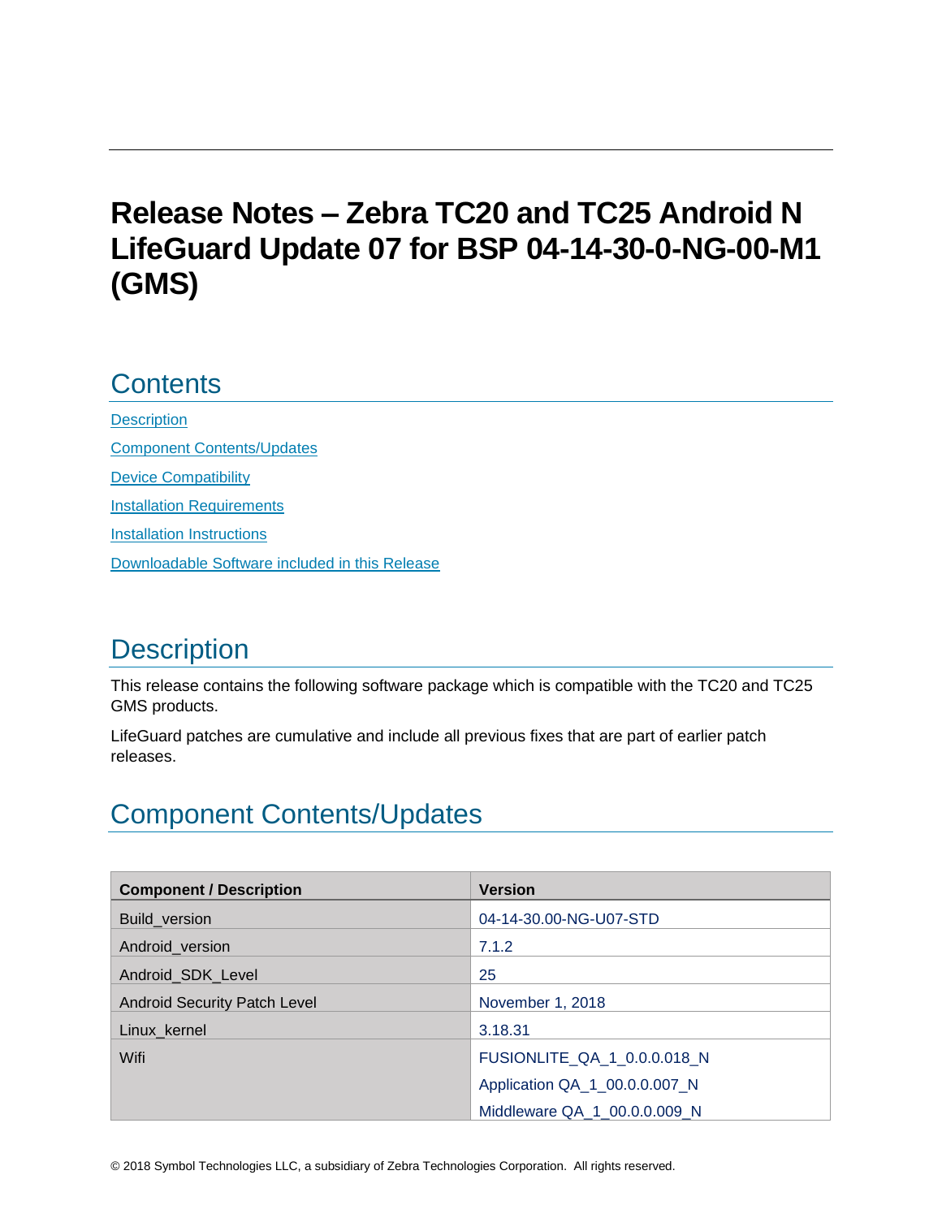# Release Notes – Zebra TC20 and TC25 Android N LifeGuard Update 07 for BSP 04-14-30-0-NG-00-M1 (GMS)

## Contents

[Description](#description)

[Component Contents/Updates](#component-contentsupdates)

[Device Compatibility](#device-compatibility)

[Installation Requirements](#installation-requirements)

[Installation Instructions](#installation-instructions)

[Downloadable Software included in this Release](#downloadable-software-included-in-this-release)

## Description

This release contains the following software package which is compatible with the TC20 and TC25 GMS products.

LifeGuard patches are cumulative and include all previous fixes that are part of earlier patch releases.

## Component Contents/Updates

| Component / Description | Version |
| --- | --- |
| Build_version | 04-14-30.00-NG-U07-STD |
| Android_version | 7.1.2 |
| Android_SDK_Level | 25 |
| Android Security Patch Level | November 1, 2018 |
| Linux_kernel | 3.18.31 |
| Wifi | FUSIONLITE_QA_1_0.0.0.018_N<br>Application QA_1_00.0.0.007_N<br>Middleware QA_1_00.0.0.009_N |

© 2018 Symbol Technologies LLC, a subsidiary of Zebra Technologies Corporation. All rights reserved.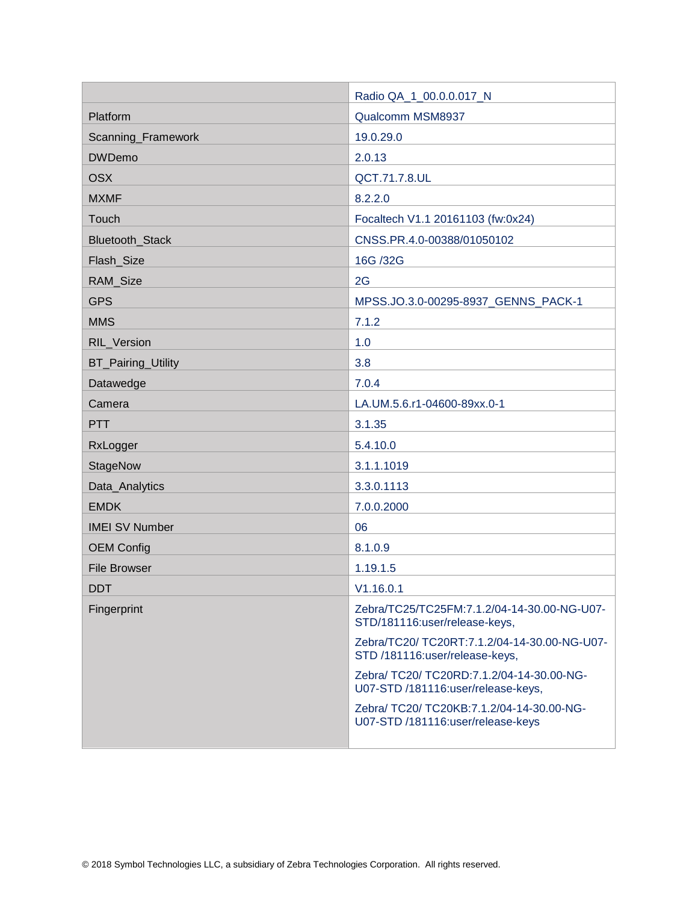| | |
|---|---|
| | Radio QA_1_00.0.0.017_N |
| Platform | Qualcomm MSM8937 |
| Scanning_Framework | 19.0.29.0 |
| DWDemo | 2.0.13 |
| OSX | QCT.71.7.8.UL |
| MXMF | 8.2.2.0 |
| Touch | Focaltech V1.1 20161103 (fw:0x24) |
| Bluetooth_Stack | CNSS.PR.4.0-00388/01050102 |
| Flash_Size | 16G /32G |
| RAM_Size | 2G |
| GPS | MPSS.JO.3.0-00295-8937_GENNS_PACK-1 |
| MMS | 7.1.2 |
| RIL_Version | 1.0 |
| BT_Pairing_Utility | 3.8 |
| Datawedge | 7.0.4 |
| Camera | LA.UM.5.6.r1-04600-89xx.0-1 |
| PTT | 3.1.35 |
| RxLogger | 5.4.10.0 |
| StageNow | 3.1.1.1019 |
| Data_Analytics | 3.3.0.1113 |
| EMDK | 7.0.0.2000 |
| IMEI SV Number | 06 |
| OEM Config | 8.1.0.9 |
| File Browser | 1.19.1.5 |
| DDT | V1.16.0.1 |
| Fingerprint | Zebra/TC25/TC25FM:7.1.2/04-14-30.00-NG-U07-STD/181116:user/release-keys,<br><br>Zebra/TC20/ TC20RT:7.1.2/04-14-30.00-NG-U07-STD /181116:user/release-keys,<br><br>Zebra/ TC20/ TC20RD:7.1.2/04-14-30.00-NG-U07-STD /181116:user/release-keys,<br><br>Zebra/ TC20/ TC20KB:7.1.2/04-14-30.00-NG-U07-STD /181116:user/release-keys |

© 2018 Symbol Technologies LLC, a subsidiary of Zebra Technologies Corporation. All rights reserved.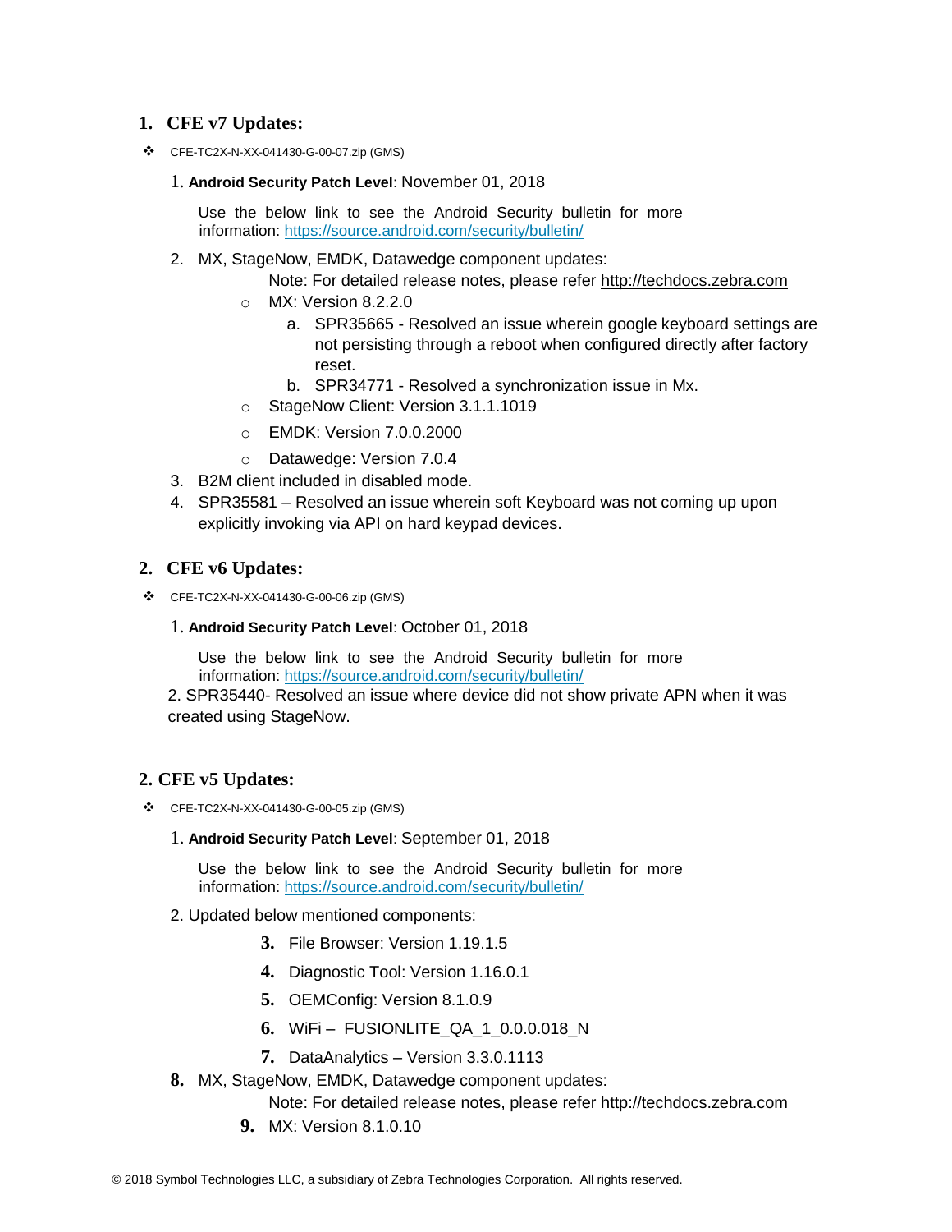## 1. CFE v7 Updates:

- CFE-TC2X-N-XX-041430-G-00-07.zip (GMS)

1. **Android Security Patch Level**: November 01, 2018

   Use the below link to see the Android Security bulletin for more information: https://source.android.com/security/bulletin/

2. MX, StageNow, EMDK, Datawedge component updates:

   Note: For detailed release notes, please refer http://techdocs.zebra.com

   - MX: Version 8.2.2.0
     a. SPR35665 - Resolved an issue wherein google keyboard settings are not persisting through a reboot when configured directly after factory reset.
     b. SPR34771 - Resolved a synchronization issue in Mx.
   - StageNow Client: Version 3.1.1.1019
   - EMDK: Version 7.0.0.2000
   - Datawedge: Version 7.0.4

3. B2M client included in disabled mode.
4. SPR35581 – Resolved an issue wherein soft Keyboard was not coming up upon explicitly invoking via API on hard keypad devices.

## 2. CFE v6 Updates:

- CFE-TC2X-N-XX-041430-G-00-06.zip (GMS)

1. **Android Security Patch Level**: October 01, 2018

   Use the below link to see the Android Security bulletin for more information: https://source.android.com/security/bulletin/

2. SPR35440- Resolved an issue where device did not show private APN when it was created using StageNow.

## 2. CFE v5 Updates:

- CFE-TC2X-N-XX-041430-G-00-05.zip (GMS)

1. **Android Security Patch Level**: September 01, 2018

   Use the below link to see the Android Security bulletin for more information: https://source.android.com/security/bulletin/

2. Updated below mentioned components:

   3. File Browser: Version 1.19.1.5
   4. Diagnostic Tool: Version 1.16.0.1
   5. OEMConfig: Version 8.1.0.9
   6. WiFi – FUSIONLITE_QA_1_0.0.0.018_N
   7. DataAnalytics – Version 3.3.0.1113

8. MX, StageNow, EMDK, Datawedge component updates:

   Note: For detailed release notes, please refer http://techdocs.zebra.com

   9. MX: Version 8.1.0.10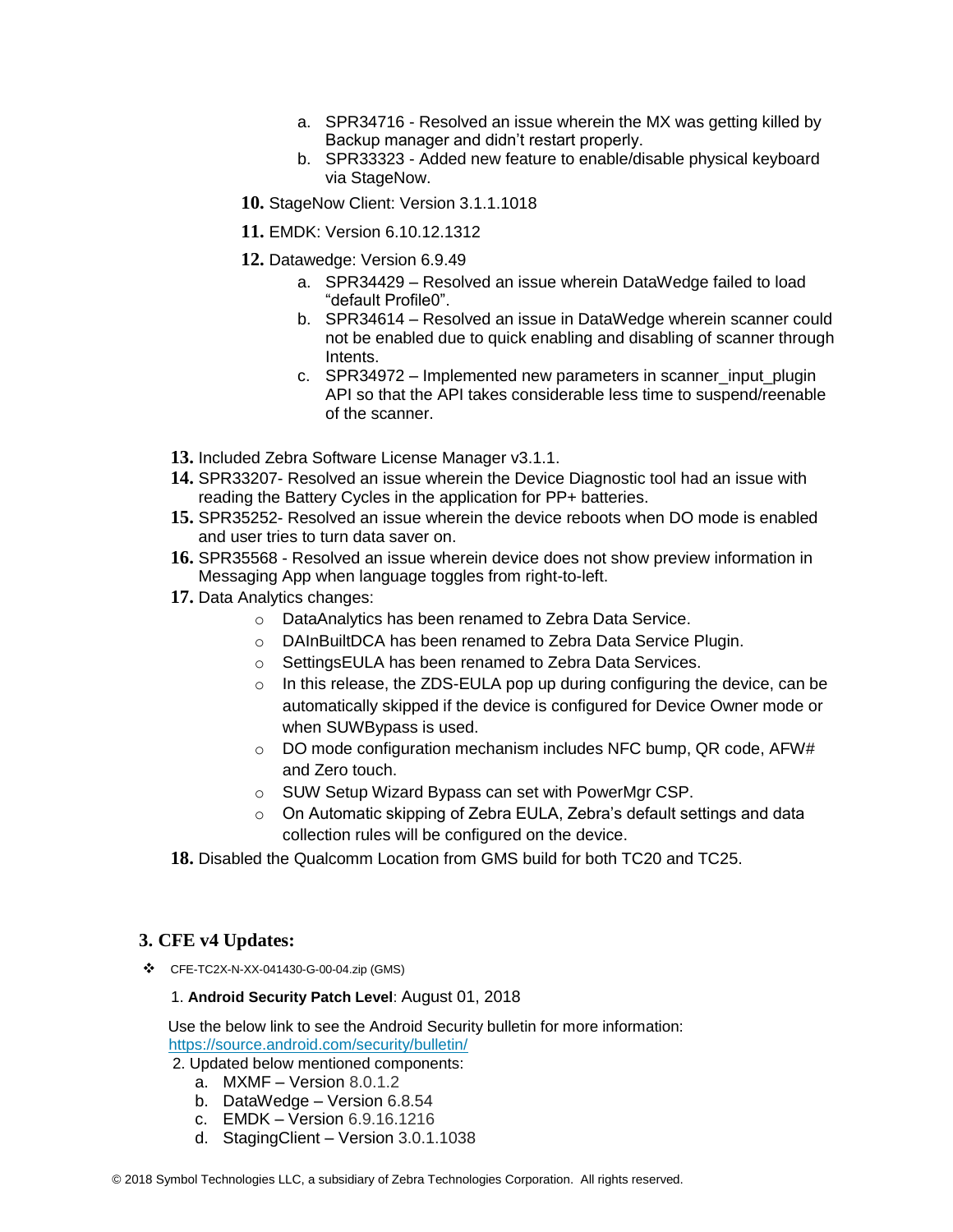a. SPR34716 - Resolved an issue wherein the MX was getting killed by Backup manager and didn't restart properly.
   b. SPR33323 - Added new feature to enable/disable physical keyboard via StageNow.

10. StageNow Client: Version 3.1.1.1018

11. EMDK: Version 6.10.12.1312

12. Datawedge: Version 6.9.49
    a. SPR34429 – Resolved an issue wherein DataWedge failed to load "default Profile0".
    b. SPR34614 – Resolved an issue in DataWedge wherein scanner could not be enabled due to quick enabling and disabling of scanner through Intents.
    c. SPR34972 – Implemented new parameters in scanner_input_plugin API so that the API takes considerable less time to suspend/reenable of the scanner.

13. Included Zebra Software License Manager v3.1.1.
14. SPR33207- Resolved an issue wherein the Device Diagnostic tool had an issue with reading the Battery Cycles in the application for PP+ batteries.
15. SPR35252- Resolved an issue wherein the device reboots when DO mode is enabled and user tries to turn data saver on.
16. SPR35568 - Resolved an issue wherein device does not show preview information in Messaging App when language toggles from right-to-left.
17. Data Analytics changes:
    - DataAnalytics has been renamed to Zebra Data Service.
    - DAInBuiltDCA has been renamed to Zebra Data Service Plugin.
    - SettingsEULA has been renamed to Zebra Data Services.
    - In this release, the ZDS-EULA pop up during configuring the device, can be automatically skipped if the device is configured for Device Owner mode or when SUWBypass is used.
    - DO mode configuration mechanism includes NFC bump, QR code, AFW# and Zero touch.
    - SUW Setup Wizard Bypass can set with PowerMgr CSP.
    - On Automatic skipping of Zebra EULA, Zebra's default settings and data collection rules will be configured on the device.
18. Disabled the Qualcomm Location from GMS build for both TC20 and TC25.

## 3. CFE v4 Updates:

- CFE-TC2X-N-XX-041430-G-00-04.zip (GMS)

  1. **Android Security Patch Level**: August 01, 2018

  Use the below link to see the Android Security bulletin for more information: https://source.android.com/security/bulletin/

  2. Updated below mentioned components:
     a. MXMF – Version 8.0.1.2
     b. DataWedge – Version 6.8.54
     c. EMDK – Version 6.9.16.1216
     d. StagingClient – Version 3.0.1.1038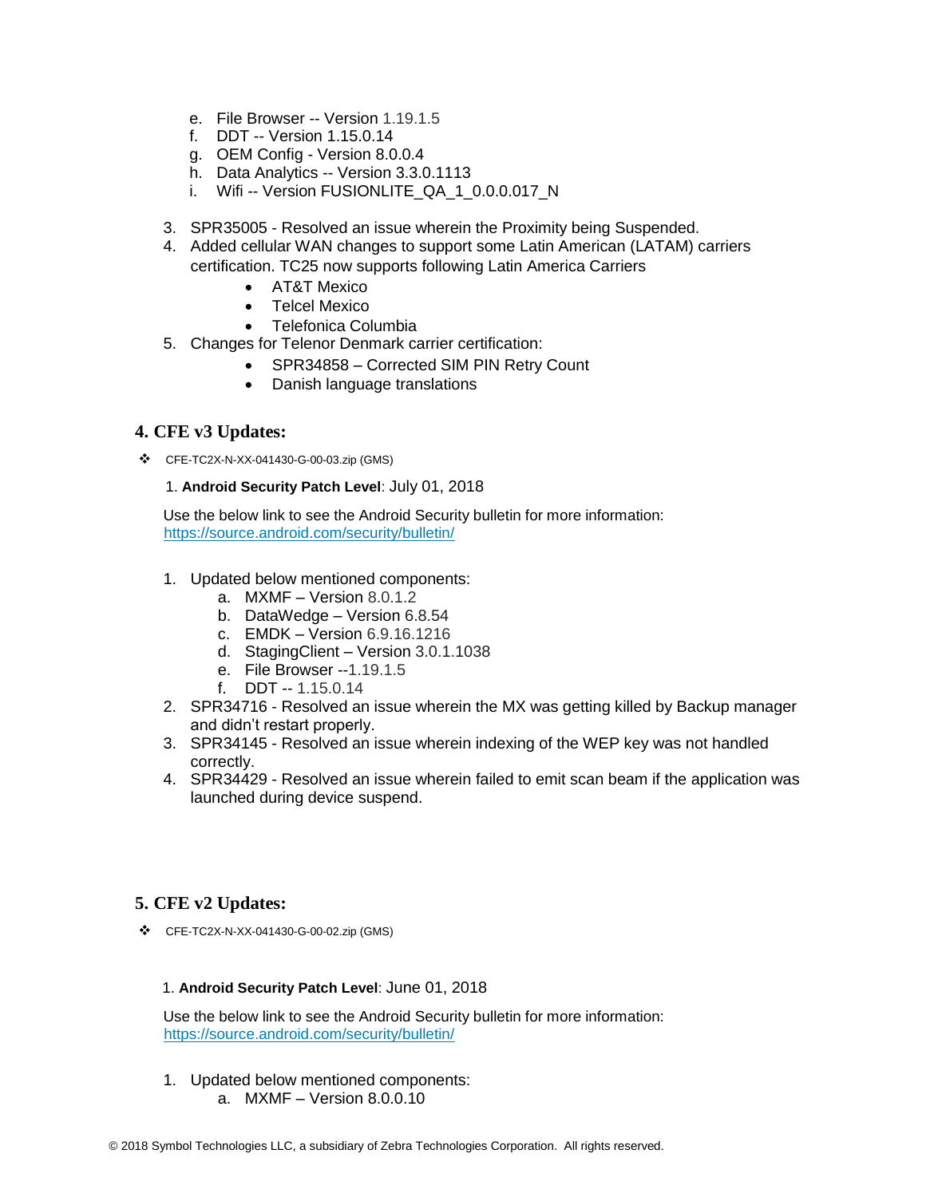e. File Browser -- Version 1.19.1.5
   f. DDT -- Version 1.15.0.14
   g. OEM Config - Version 8.0.0.4
   h. Data Analytics -- Version 3.3.0.1113
   i. Wifi -- Version FUSIONLITE_QA_1_0.0.0.017_N

3. SPR35005 - Resolved an issue wherein the Proximity being Suspended.
4. Added cellular WAN changes to support some Latin American (LATAM) carriers certification. TC25 now supports following Latin America Carriers
   - AT&T Mexico
   - Telcel Mexico
   - Telefonica Columbia
5. Changes for Telenor Denmark carrier certification:
   - SPR34858 – Corrected SIM PIN Retry Count
   - Danish language translations

## 4. CFE v3 Updates:

- CFE-TC2X-N-XX-041430-G-00-03.zip (GMS)

1. **Android Security Patch Level**: July 01, 2018

Use the below link to see the Android Security bulletin for more information: https://source.android.com/security/bulletin/

1. Updated below mentioned components:
   a. MXMF – Version 8.0.1.2
   b. DataWedge – Version 6.8.54
   c. EMDK – Version 6.9.16.1216
   d. StagingClient – Version 3.0.1.1038
   e. File Browser --1.19.1.5
   f. DDT -- 1.15.0.14
2. SPR34716 - Resolved an issue wherein the MX was getting killed by Backup manager and didn't restart properly.
3. SPR34145 - Resolved an issue wherein indexing of the WEP key was not handled correctly.
4. SPR34429 - Resolved an issue wherein failed to emit scan beam if the application was launched during device suspend.

## 5. CFE v2 Updates:

- CFE-TC2X-N-XX-041430-G-00-02.zip (GMS)

1. **Android Security Patch Level**: June 01, 2018

Use the below link to see the Android Security bulletin for more information: https://source.android.com/security/bulletin/

1. Updated below mentioned components:
   a. MXMF – Version 8.0.0.10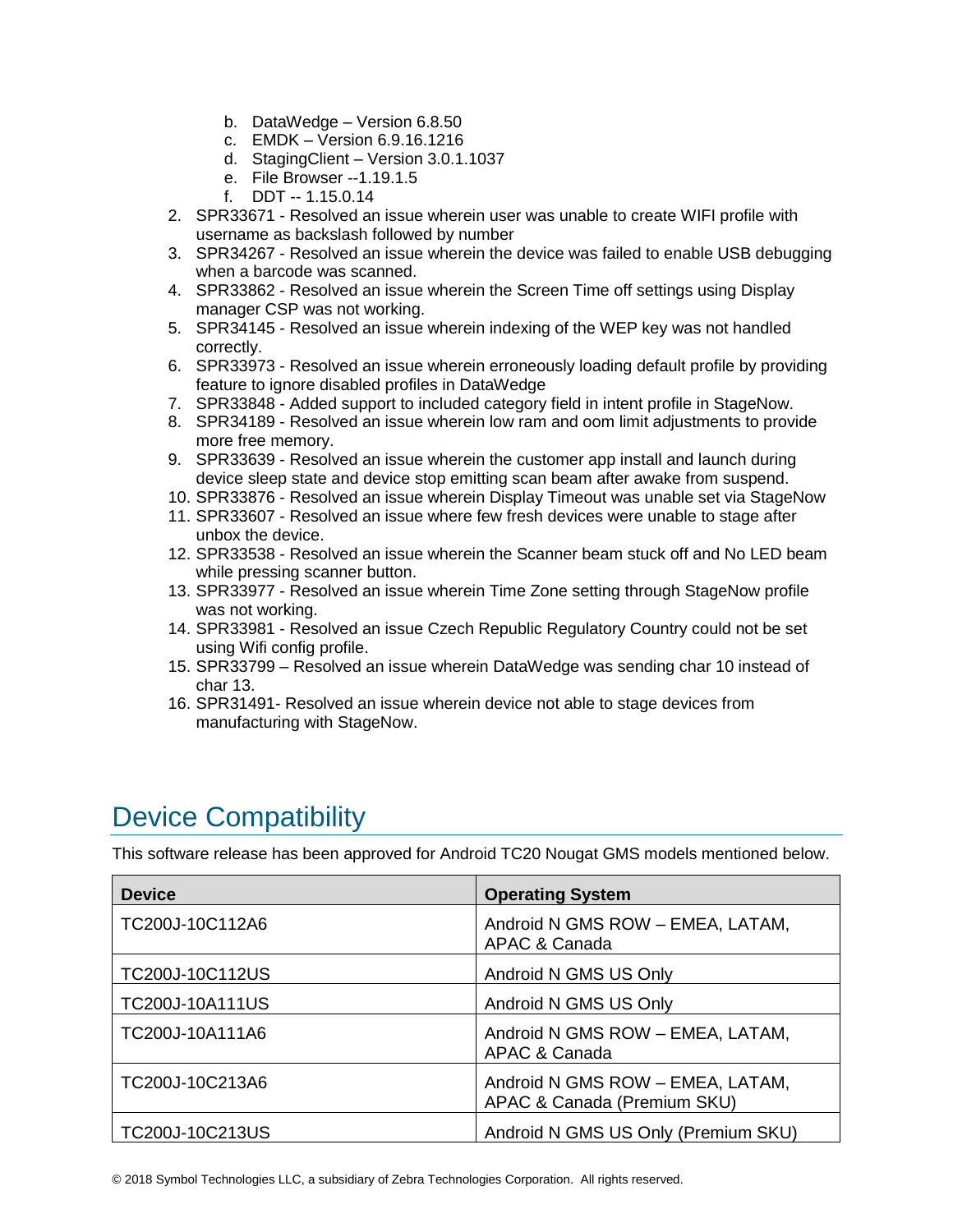b. DataWedge – Version 6.8.50
   c. EMDK – Version 6.9.16.1216
   d. StagingClient – Version 3.0.1.1037
   e. File Browser --1.19.1.5
   f. DDT -- 1.15.0.14

2. SPR33671 - Resolved an issue wherein user was unable to create WIFI profile with username as backslash followed by number
3. SPR34267 - Resolved an issue wherein the device was failed to enable USB debugging when a barcode was scanned.
4. SPR33862 - Resolved an issue wherein the Screen Time off settings using Display manager CSP was not working.
5. SPR34145 - Resolved an issue wherein indexing of the WEP key was not handled correctly.
6. SPR33973 - Resolved an issue wherein erroneously loading default profile by providing feature to ignore disabled profiles in DataWedge
7. SPR33848 - Added support to included category field in intent profile in StageNow.
8. SPR34189 - Resolved an issue wherein low ram and oom limit adjustments to provide more free memory.
9. SPR33639 - Resolved an issue wherein the customer app install and launch during device sleep state and device stop emitting scan beam after awake from suspend.
10. SPR33876 - Resolved an issue wherein Display Timeout was unable set via StageNow
11. SPR33607 - Resolved an issue where few fresh devices were unable to stage after unbox the device.
12. SPR33538 - Resolved an issue wherein the Scanner beam stuck off and No LED beam while pressing scanner button.
13. SPR33977 - Resolved an issue wherein Time Zone setting through StageNow profile was not working.
14. SPR33981 - Resolved an issue Czech Republic Regulatory Country could not be set using Wifi config profile.
15. SPR33799 – Resolved an issue wherein DataWedge was sending char 10 instead of char 13.
16. SPR31491- Resolved an issue wherein device not able to stage devices from manufacturing with StageNow.

# Device Compatibility

This software release has been approved for Android TC20 Nougat GMS models mentioned below.

| Device | Operating System |
|---|---|
| TC200J-10C112A6 | Android N GMS ROW – EMEA, LATAM, APAC & Canada |
| TC200J-10C112US | Android N GMS US Only |
| TC200J-10A111US | Android N GMS US Only |
| TC200J-10A111A6 | Android N GMS ROW – EMEA, LATAM, APAC & Canada |
| TC200J-10C213A6 | Android N GMS ROW – EMEA, LATAM, APAC & Canada (Premium SKU) |
| TC200J-10C213US | Android N GMS US Only (Premium SKU) |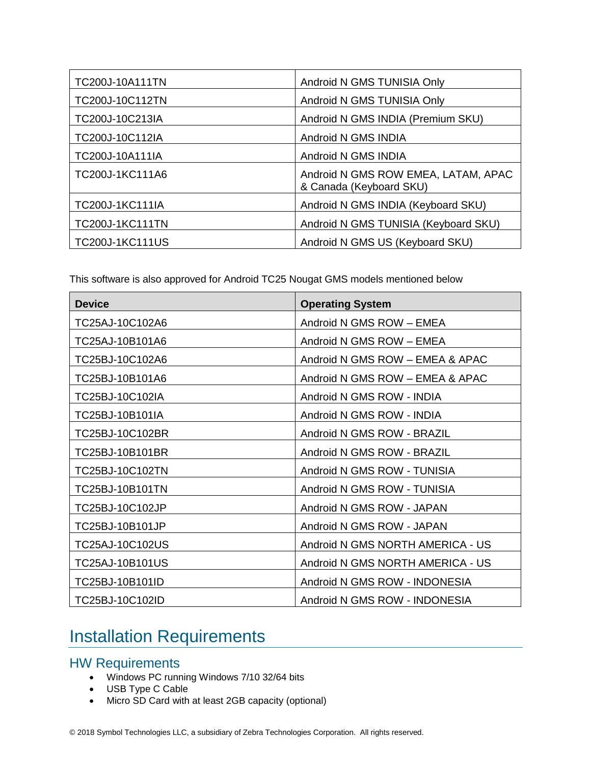| | |
|---|---|
| TC200J-10A111TN | Android N GMS TUNISIA Only |
| TC200J-10C112TN | Android N GMS TUNISIA Only |
| TC200J-10C213IA | Android N GMS INDIA (Premium SKU) |
| TC200J-10C112IA | Android N GMS INDIA |
| TC200J-10A111IA | Android N GMS INDIA |
| TC200J-1KC111A6 | Android N GMS ROW EMEA, LATAM, APAC & Canada (Keyboard SKU) |
| TC200J-1KC111IA | Android N GMS INDIA (Keyboard SKU) |
| TC200J-1KC111TN | Android N GMS TUNISIA (Keyboard SKU) |
| TC200J-1KC111US | Android N GMS US (Keyboard SKU) |

This software is also approved for Android TC25 Nougat GMS models mentioned below

| Device | Operating System |
|---|---|
| TC25AJ-10C102A6 | Android N GMS ROW – EMEA |
| TC25AJ-10B101A6 | Android N GMS ROW – EMEA |
| TC25BJ-10C102A6 | Android N GMS ROW – EMEA & APAC |
| TC25BJ-10B101A6 | Android N GMS ROW – EMEA & APAC |
| TC25BJ-10C102IA | Android N GMS ROW - INDIA |
| TC25BJ-10B101IA | Android N GMS ROW - INDIA |
| TC25BJ-10C102BR | Android N GMS ROW - BRAZIL |
| TC25BJ-10B101BR | Android N GMS ROW - BRAZIL |
| TC25BJ-10C102TN | Android N GMS ROW - TUNISIA |
| TC25BJ-10B101TN | Android N GMS ROW - TUNISIA |
| TC25BJ-10C102JP | Android N GMS ROW - JAPAN |
| TC25BJ-10B101JP | Android N GMS ROW - JAPAN |
| TC25AJ-10C102US | Android N GMS NORTH AMERICA - US |
| TC25AJ-10B101US | Android N GMS NORTH AMERICA - US |
| TC25BJ-10B101ID | Android N GMS ROW - INDONESIA |
| TC25BJ-10C102ID | Android N GMS ROW - INDONESIA |

# Installation Requirements

## HW Requirements

- Windows PC running Windows 7/10 32/64 bits
- USB Type C Cable
- Micro SD Card with at least 2GB capacity (optional)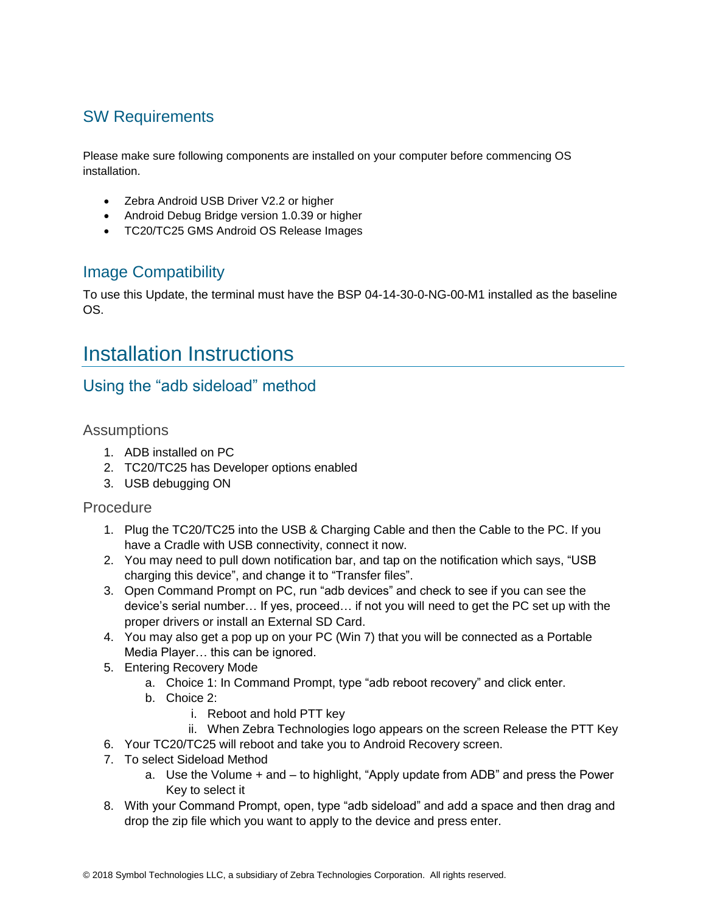## SW Requirements

Please make sure following components are installed on your computer before commencing OS installation.

- Zebra Android USB Driver V2.2 or higher
- Android Debug Bridge version 1.0.39 or higher
- TC20/TC25 GMS Android OS Release Images

## Image Compatibility

To use this Update, the terminal must have the BSP 04-14-30-0-NG-00-M1 installed as the baseline OS.

# Installation Instructions

## Using the “adb sideload” method

### Assumptions

1. ADB installed on PC
2. TC20/TC25 has Developer options enabled
3. USB debugging ON

### Procedure

1. Plug the TC20/TC25 into the USB & Charging Cable and then the Cable to the PC. If you have a Cradle with USB connectivity, connect it now.
2. You may need to pull down notification bar, and tap on the notification which says, “USB charging this device”, and change it to “Transfer files”.
3. Open Command Prompt on PC, run “adb devices” and check to see if you can see the device’s serial number… If yes, proceed… if not you will need to get the PC set up with the proper drivers or install an External SD Card.
4. You may also get a pop up on your PC (Win 7) that you will be connected as a Portable Media Player… this can be ignored.
5. Entering Recovery Mode
   a. Choice 1: In Command Prompt, type “adb reboot recovery” and click enter.
   b. Choice 2:
      i. Reboot and hold PTT key
      ii. When Zebra Technologies logo appears on the screen Release the PTT Key
6. Your TC20/TC25 will reboot and take you to Android Recovery screen.
7. To select Sideload Method
   a. Use the Volume + and – to highlight, “Apply update from ADB” and press the Power Key to select it
8. With your Command Prompt, open, type “adb sideload” and add a space and then drag and drop the zip file which you want to apply to the device and press enter.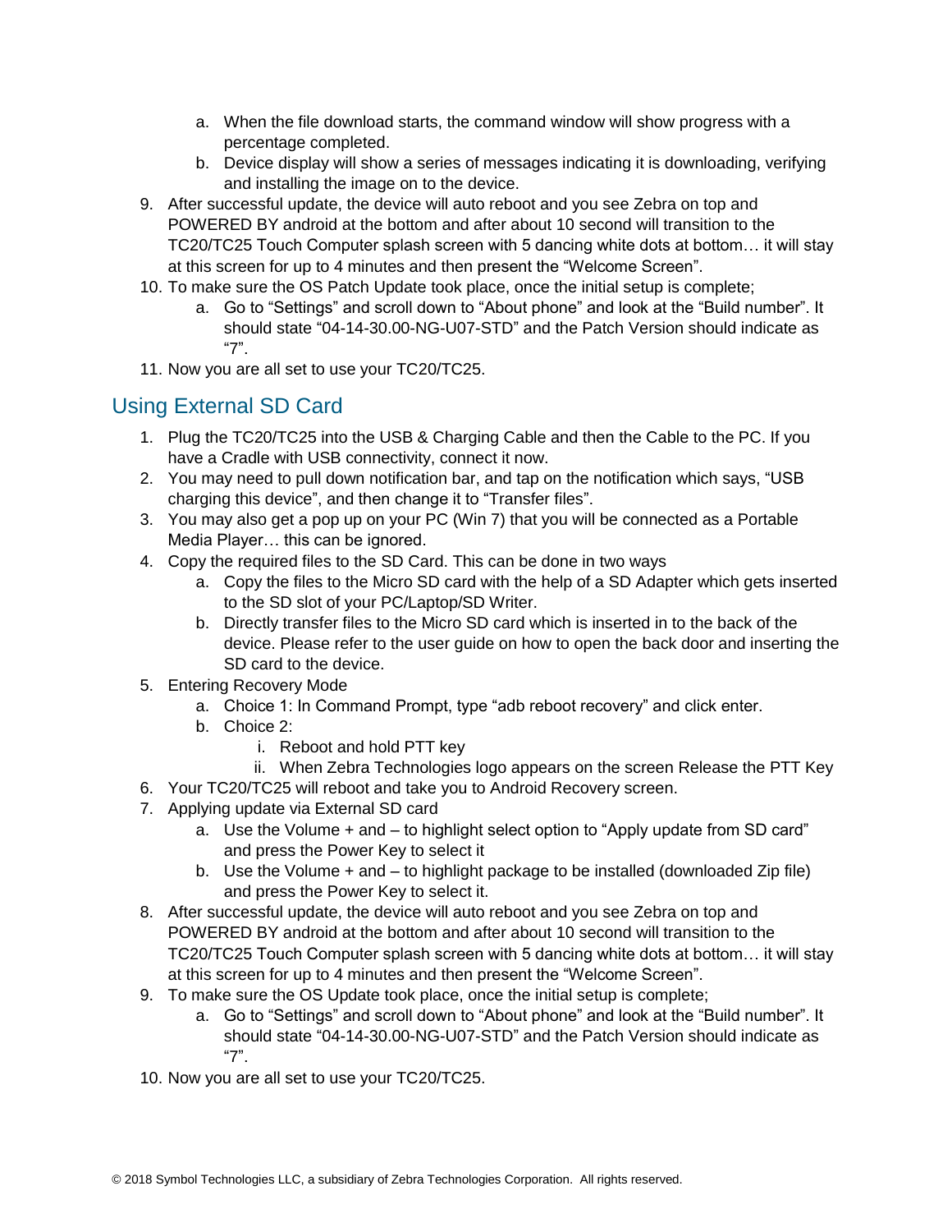a. When the file download starts, the command window will show progress with a percentage completed.
   b. Device display will show a series of messages indicating it is downloading, verifying and installing the image on to the device.
9. After successful update, the device will auto reboot and you see Zebra on top and POWERED BY android at the bottom and after about 10 second will transition to the TC20/TC25 Touch Computer splash screen with 5 dancing white dots at bottom… it will stay at this screen for up to 4 minutes and then present the “Welcome Screen”.
10. To make sure the OS Patch Update took place, once the initial setup is complete;
    a. Go to “Settings” and scroll down to “About phone” and look at the “Build number”. It should state “04-14-30.00-NG-U07-STD” and the Patch Version should indicate as “7”.
11. Now you are all set to use your TC20/TC25.

## Using External SD Card

1. Plug the TC20/TC25 into the USB & Charging Cable and then the Cable to the PC. If you have a Cradle with USB connectivity, connect it now.
2. You may need to pull down notification bar, and tap on the notification which says, “USB charging this device”, and then change it to “Transfer files”.
3. You may also get a pop up on your PC (Win 7) that you will be connected as a Portable Media Player… this can be ignored.
4. Copy the required files to the SD Card. This can be done in two ways
   a. Copy the files to the Micro SD card with the help of a SD Adapter which gets inserted to the SD slot of your PC/Laptop/SD Writer.
   b. Directly transfer files to the Micro SD card which is inserted in to the back of the device. Please refer to the user guide on how to open the back door and inserting the SD card to the device.
5. Entering Recovery Mode
   a. Choice 1: In Command Prompt, type “adb reboot recovery” and click enter.
   b. Choice 2:
      i. Reboot and hold PTT key
      ii. When Zebra Technologies logo appears on the screen Release the PTT Key
6. Your TC20/TC25 will reboot and take you to Android Recovery screen.
7. Applying update via External SD card
   a. Use the Volume + and – to highlight select option to “Apply update from SD card” and press the Power Key to select it
   b. Use the Volume + and – to highlight package to be installed (downloaded Zip file) and press the Power Key to select it.
8. After successful update, the device will auto reboot and you see Zebra on top and POWERED BY android at the bottom and after about 10 second will transition to the TC20/TC25 Touch Computer splash screen with 5 dancing white dots at bottom… it will stay at this screen for up to 4 minutes and then present the “Welcome Screen”.
9. To make sure the OS Update took place, once the initial setup is complete;
   a. Go to “Settings” and scroll down to “About phone” and look at the “Build number”. It should state “04-14-30.00-NG-U07-STD” and the Patch Version should indicate as “7”.
10. Now you are all set to use your TC20/TC25.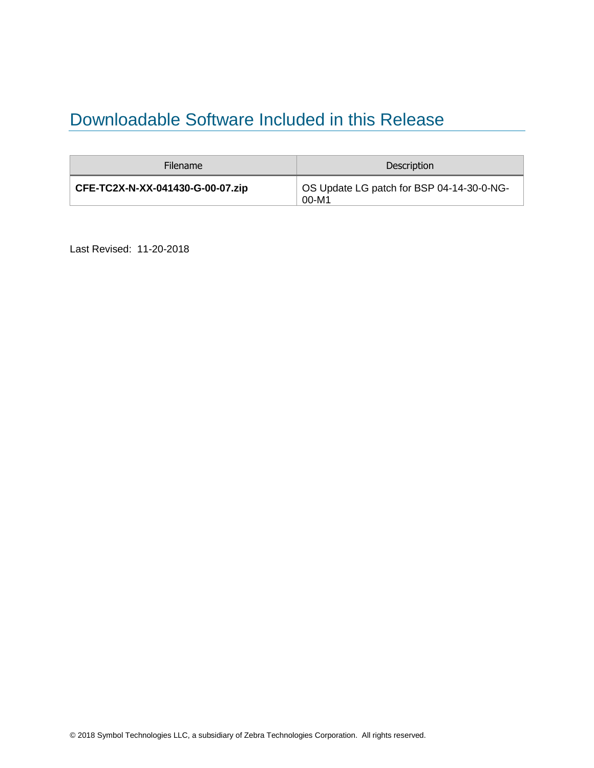## Downloadable Software Included in this Release

| Filename | Description |
| --- | --- |
| **CFE-TC2X-N-XX-041430-G-00-07.zip** | OS Update LG patch for BSP 04-14-30-0-NG-00-M1 |

Last Revised: 11-20-2018

© 2018 Symbol Technologies LLC, a subsidiary of Zebra Technologies Corporation. All rights reserved.